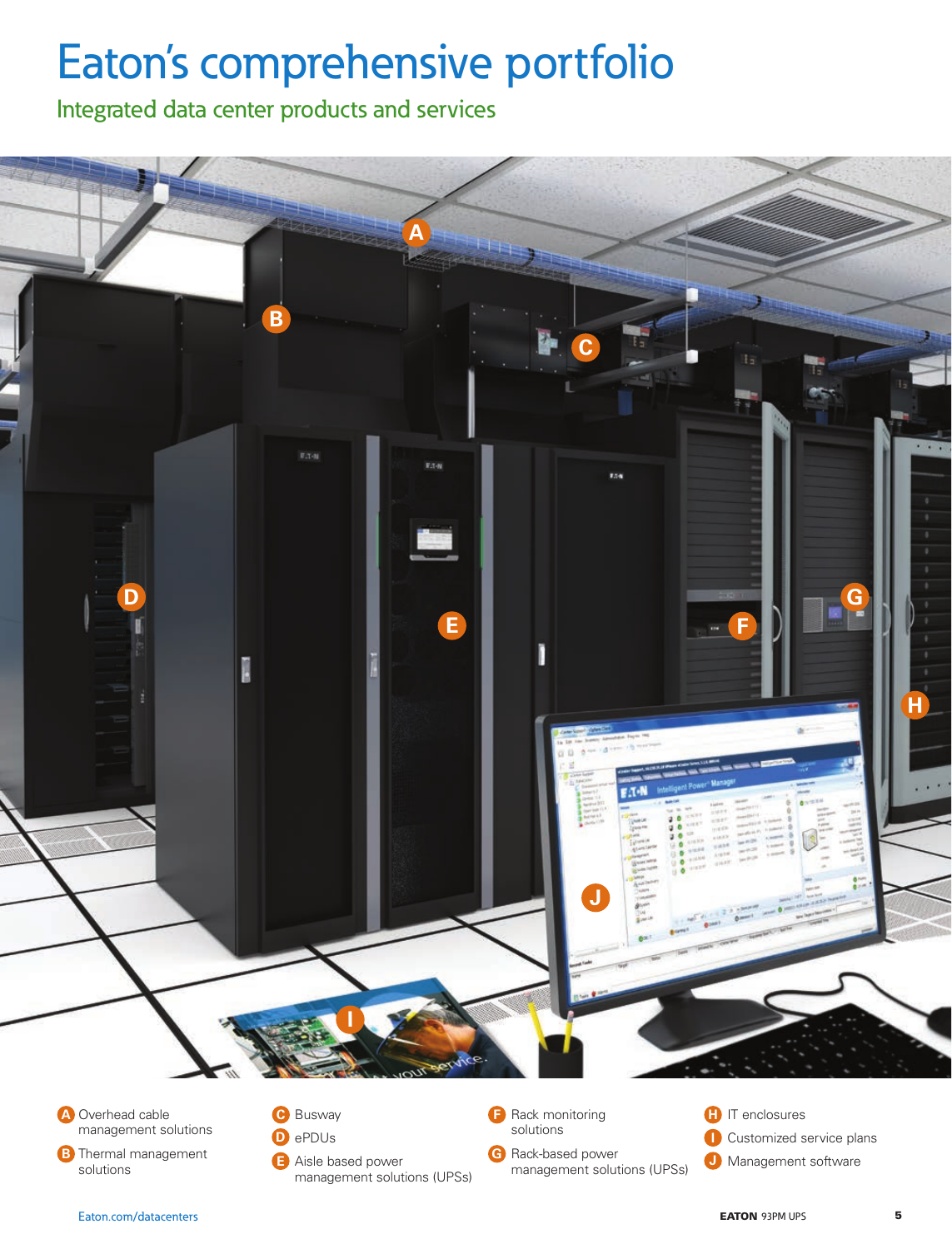# Eaton's comprehensive portfolio

## Integrated data center products and services

- **A** Overhead cable management solutions
- **B** Thermal management solutions
- **C** Busway
- **D** ePDUs
- **E** Aisle based power management solutions (UPSs)
- **F** Rack monitoring solutions
- **G** Rack-based power management solutions (UPSs)
- **H** IT enclosures
- **I** Customized service plans
- **J** Management software

Eaton.com/datacenters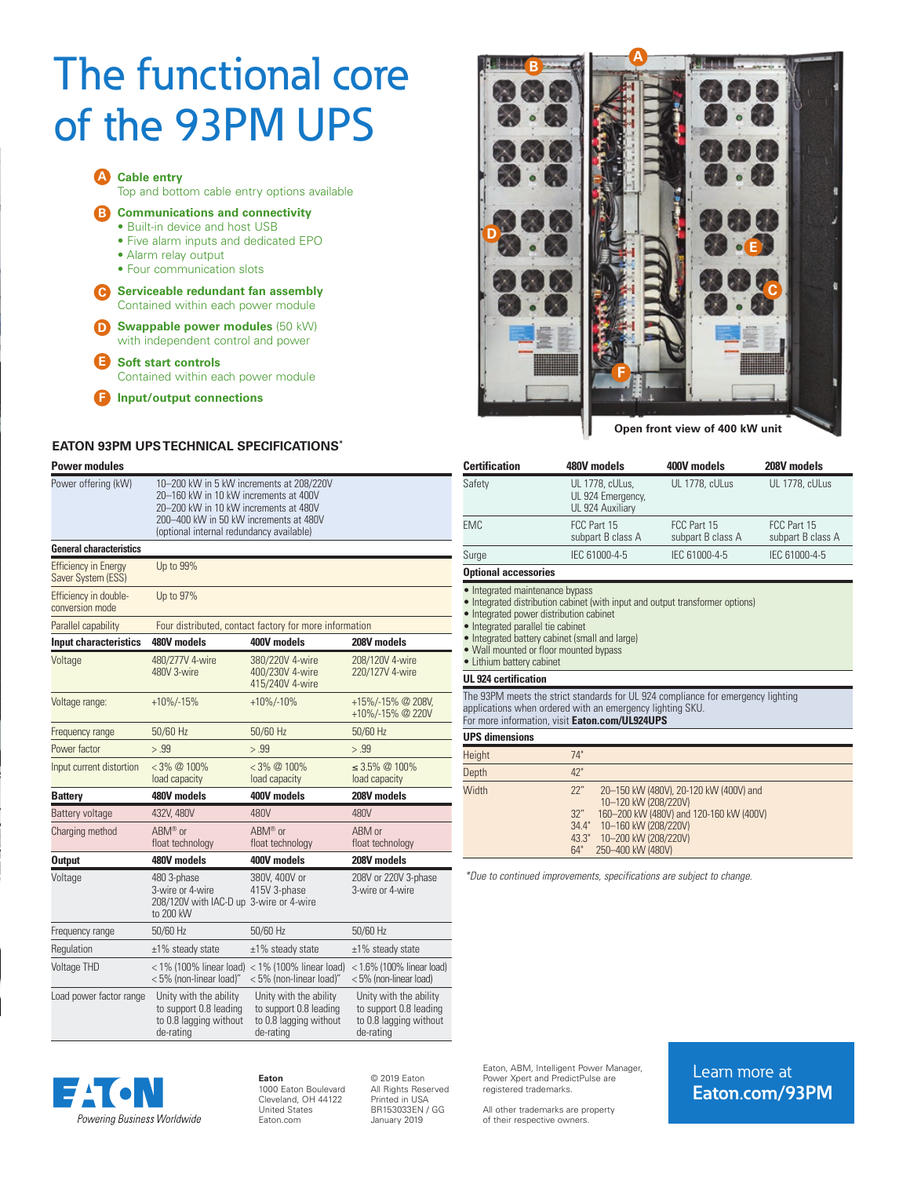# The functional core of the 93PM UPS

**A** **Cable entry**
Top and bottom cable entry options available

**B** **Communications and connectivity**
- Built-in device and host USB
- Five alarm inputs and dedicated EPO
- Alarm relay output
- Four communication slots

**C** **Serviceable redundant fan assembly**
Contained within each power module

**D** **Swappable power modules** (50 kW)
with independent control and power

**E** **Soft start controls**
Contained within each power module

**F** **Input/output connections**

Open front view of 400 kW unit

## EATON 93PM UPS TECHNICAL SPECIFICATIONS*

| Power modules | | | |
|---|---|---|---|
| Power offering (kW) | 10–200 kW in 5 kW increments at 208/220V<br>20–160 kW in 10 kW increments at 400V<br>20–200 kW in 10 kW increments at 480V<br>200–400 kW in 50 kW increments at 480V<br>(optional internal redundancy available) | | |
| **General characteristics** | | | |
| Efficiency in Energy Saver System (ESS) | Up to 99% | | |
| Efficiency in double-conversion mode | Up to 97% | | |
| Parallel capability | Four distributed, contact factory for more information | | |
| **Input characteristics** | **480V models** | **400V models** | **208V models** |
| Voltage | 480/277V 4-wire<br>480V 3-wire | 380/220V 4-wire<br>400/230V 4-wire<br>415/240V 4-wire | 208/120V 4-wire<br>220/127V 4-wire |
| Voltage range: | +10%/-15% | +10%/-10% | +15%/-15% @ 208V,<br>+10%/-15% @ 220V |
| Frequency range | 50/60 Hz | 50/60 Hz | 50/60 Hz |
| Power factor | > .99 | > .99 | > .99 |
| Input current distortion | < 3% @ 100% load capacity | < 3% @ 100% load capacity | ≤ 3.5% @ 100% load capacity |
| **Battery** | **480V models** | **400V models** | **208V models** |
| Battery voltage | 432V, 480V | 480V | 480V |
| Charging method | ABM® or float technology | ABM® or float technology | ABM or float technology |
| **Output** | **480V models** | **400V models** | **208V models** |
| Voltage | 480 3-phase<br>3-wire or 4-wire<br>208/120V with IAC-D up to 200 kW | 380V, 400V or 415V 3-phase<br>3-wire or 4-wire | 208V or 220V 3-phase<br>3-wire or 4-wire |
| Frequency range | 50/60 Hz | 50/60 Hz | 50/60 Hz |
| Regulation | ±1% steady state | ±1% steady state | ±1% steady state |
| Voltage THD | < 1% (100% linear load)<br>< 5% (non-linear load)" | < 1% (100% linear load)<br>< 5% (non-linear load)" | < 1.6% (100% linear load)<br>< 5% (non-linear load) |
| Load power factor range | Unity with the ability to support 0.8 leading to 0.8 lagging without de-rating | Unity with the ability to support 0.8 leading to 0.8 lagging without de-rating | Unity with the ability to support 0.8 leading to 0.8 lagging without de-rating |

| Certification | 480V models | 400V models | 208V models |
|---|---|---|---|
| Safety | UL 1778, cULus,<br>UL 924 Emergency,<br>UL 924 Auxiliary | UL 1778, cULus | UL 1778, cULus |
| EMC | FCC Part 15 subpart B class A | FCC Part 15 subpart B class A | FCC Part 15 subpart B class A |
| Surge | IEC 61000-4-5 | IEC 61000-4-5 | IEC 61000-4-5 |

**Optional accessories**

- Integrated maintenance bypass
- Integrated distribution cabinet (with input and output transformer options)
- Integrated power distribution cabinet
- Integrated parallel tie cabinet
- Integrated battery cabinet (small and large)
- Wall mounted or floor mounted bypass
- Lithium battery cabinet

**UL 924 certification**

The 93PM meets the strict standards for UL 924 compliance for emergency lighting applications when ordered with an emergency lighting SKU.
For more information, visit **Eaton.com/UL924UPS**

| UPS dimensions | | |
|---|---|---|
| Height | 74" | |
| Depth | 42" | |
| Width | 22" | 20–150 kW (480V), 20-120 kW (400V) and 10–120 kW (208/220V) |
| | 32" | 160–200 kW (480V) and 120-160 kW (400V) |
| | 34.4" | 10–160 kW (208/220V) |
| | 43.3" | 10–200 kW (208/220V) |
| | 64" | 250–400 kW (480V) |

*Due to continued improvements, specifications are subject to change.*

EATON
Powering Business Worldwide

**Eaton**
1000 Eaton Boulevard
Cleveland, OH 44122
United States
Eaton.com

© 2019 Eaton
All Rights Reserved
Printed in USA
BR153033EN / GG
January 2019

Eaton, ABM, Intelligent Power Manager, Power Xpert and PredictPulse are registered trademarks.

All other trademarks are property of their respective owners.

Learn more at
**Eaton.com/93PM**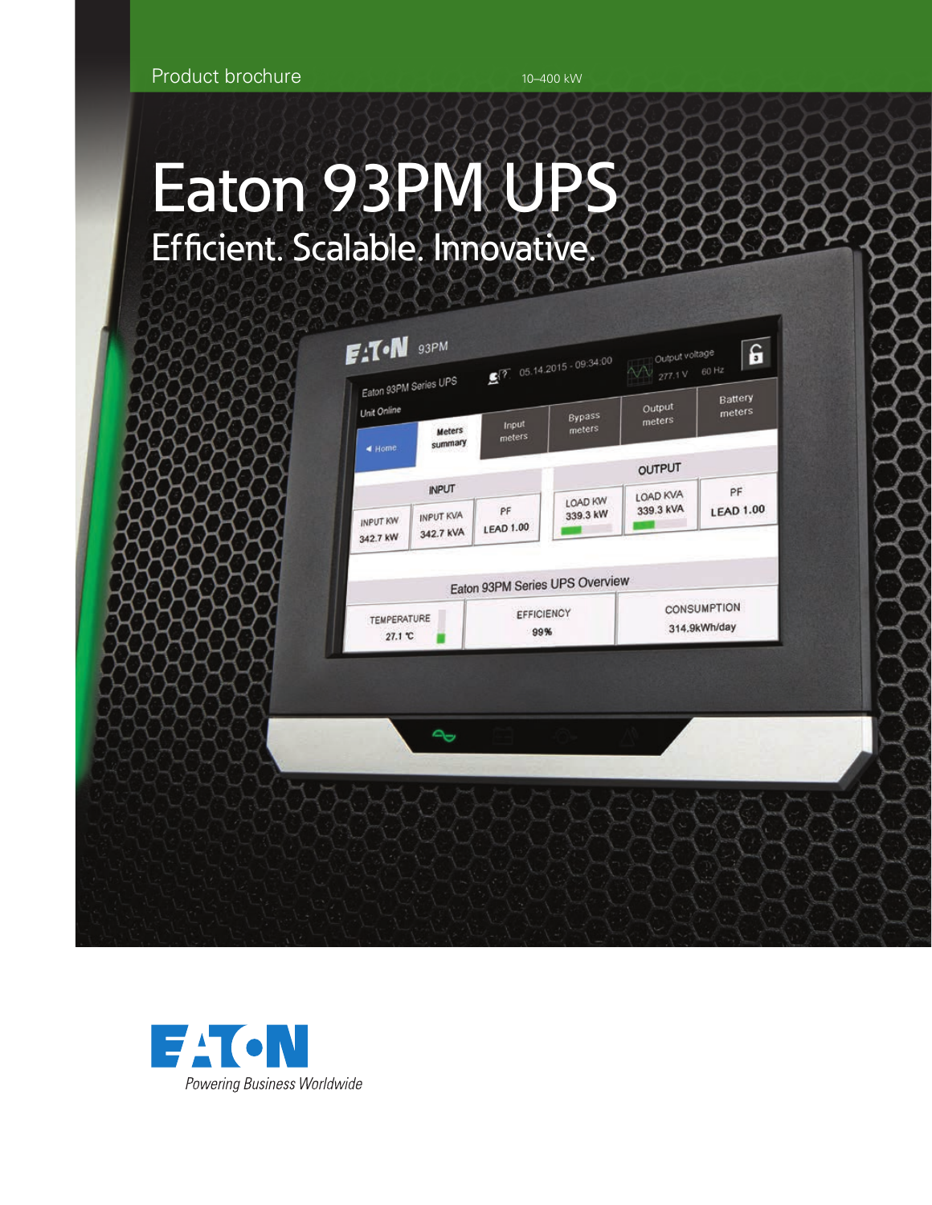Product brochure

10–400 kW

# Eaton 93PM UPS

## Efficient. Scalable. Innovative.

Powering Business Worldwide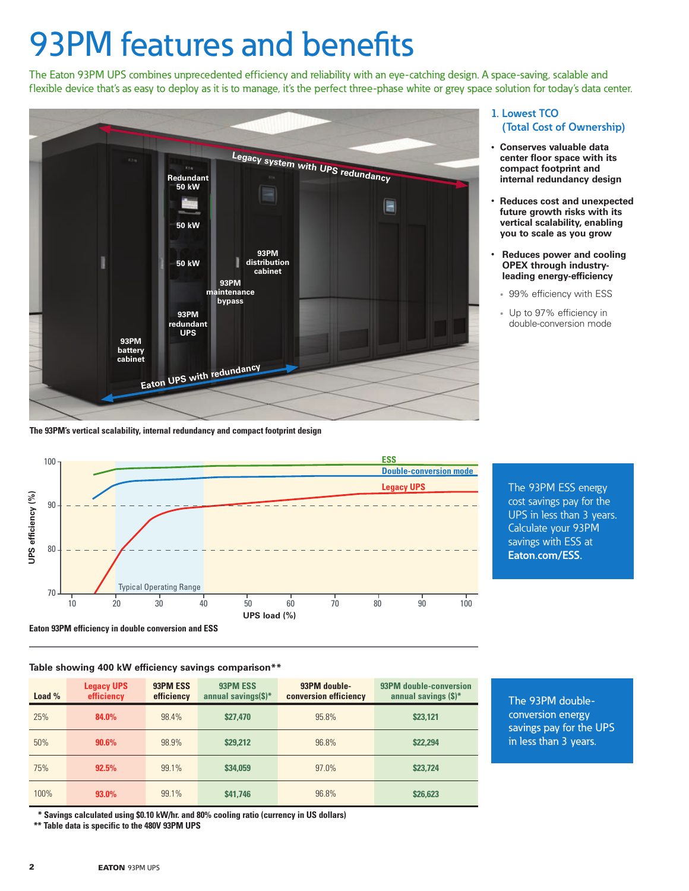# 93PM features and benefits

The Eaton 93PM UPS combines unprecedented efficiency and reliability with an eye-catching design. A space-saving, scalable and flexible device that's as easy to deploy as it is to manage, it's the perfect three-phase white or grey space solution for today's data center.

The 93PM's vertical scalability, internal redundancy and compact footprint design

## 1. Lowest TCO (Total Cost of Ownership)

- **Conserves valuable data center floor space with its compact footprint and internal redundancy design**
- **Reduces cost and unexpected future growth risks with its vertical scalability, enabling you to scale as you grow**
- **Reduces power and cooling OPEX through industry-leading energy-efficiency**
  - 99% efficiency with ESS
  - Up to 97% efficiency in double-conversion mode

Eaton 93PM efficiency in double conversion and ESS

The 93PM ESS energy cost savings pay for the UPS in less than 3 years. Calculate your 93PM savings with ESS at **Eaton.com/ESS**.

**Table showing 400 kW efficiency savings comparison****

| Load % | Legacy UPS efficiency | 93PM ESS efficiency | 93PM ESS annual savings($)* | 93PM double-conversion efficiency | 93PM double-conversion annual savings ($)* |
|---|---|---|---|---|---|
| 25% | **84.0%** | 98.4% | **$27,470** | 95.8% | **$23,121** |
| 50% | **90.6%** | 98.9% | **$29,212** | 96.8% | **$22,294** |
| 75% | **92.5%** | 99.1% | **$34,059** | 97.0% | **$23,724** |
| 100% | **93.0%** | 99.1% | **$41,746** | 96.8% | **$26,623** |

\* Savings calculated using $0.10 kW/hr. and 80% cooling ratio (currency in US dollars)
** Table data is specific to the 480V 93PM UPS

The 93PM double-conversion energy savings pay for the UPS in less than 3 years.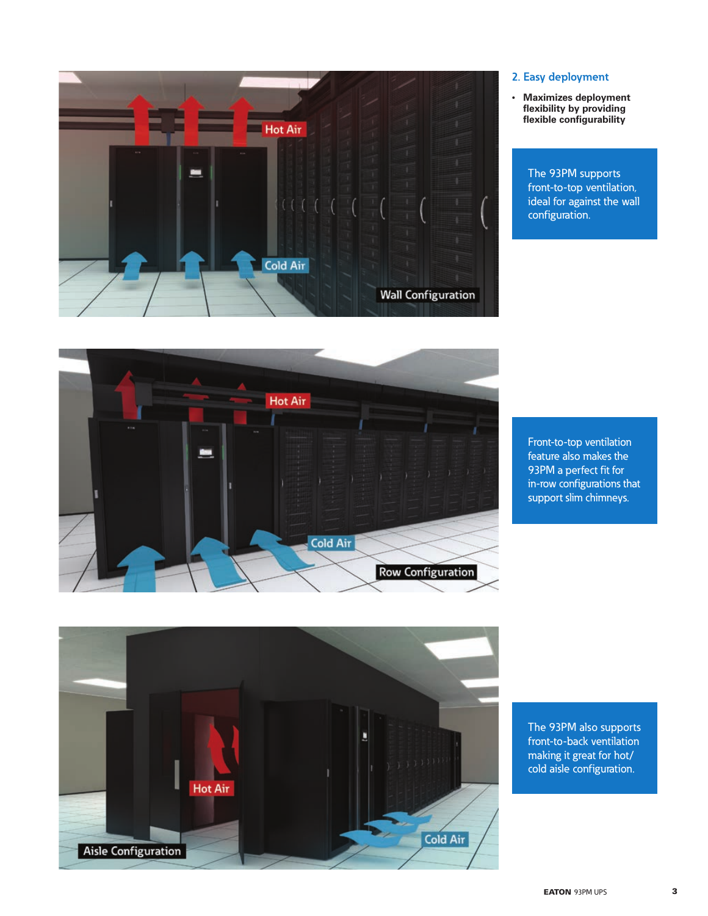## 2. Easy deployment

- **Maximizes deployment flexibility by providing flexible configurability**

The 93PM supports front-to-top ventilation, ideal for against the wall configuration.

Front-to-top ventilation feature also makes the 93PM a perfect fit for in-row configurations that support slim chimneys.

The 93PM also supports front-to-back ventilation making it great for hot/cold aisle configuration.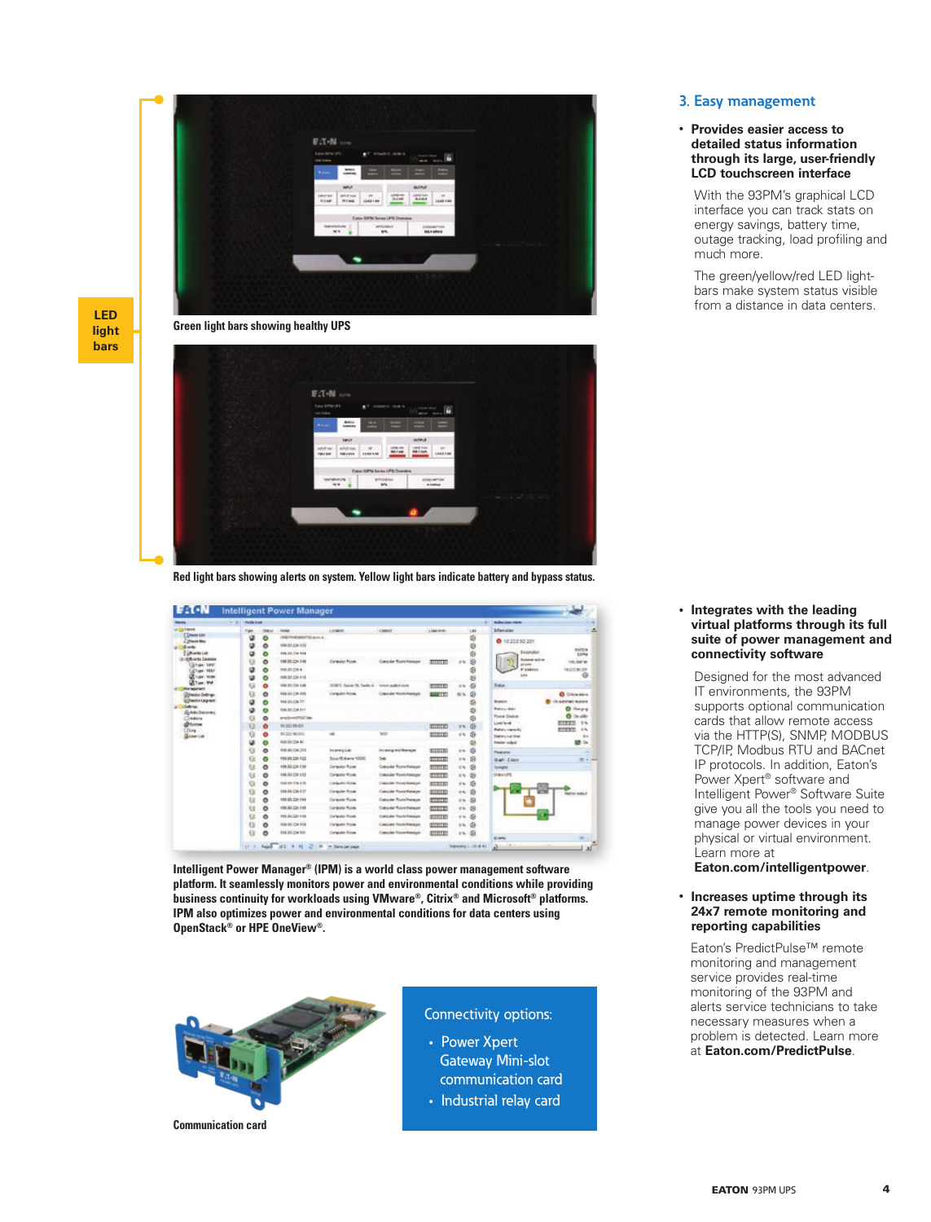LED light bars

Green light bars showing healthy UPS

Red light bars showing alerts on system. Yellow light bars indicate battery and bypass status.

Intelligent Power Manager® (IPM) is a world class power management software platform. It seamlessly monitors power and environmental conditions while providing business continuity for workloads using VMware®, Citrix® and Microsoft® platforms. IPM also optimizes power and environmental conditions for data centers using OpenStack® or HPE OneView®.

Communication card

Connectivity options:

- Power Xpert Gateway Mini-slot communication card
- Industrial relay card

### 3. Easy management

- **Provides easier access to detailed status information through its large, user-friendly LCD touchscreen interface**

  With the 93PM's graphical LCD interface you can track stats on energy savings, battery time, outage tracking, load profiling and much more.

  The green/yellow/red LED light-bars make system status visible from a distance in data centers.

- **Integrates with the leading virtual platforms through its full suite of power management and connectivity software**

  Designed for the most advanced IT environments, the 93PM supports optional communication cards that allow remote access via the HTTP(S), SNMP, MODBUS TCP/IP, Modbus RTU and BACnet IP protocols. In addition, Eaton's Power Xpert® software and Intelligent Power® Software Suite give you all the tools you need to manage power devices in your physical or virtual environment. Learn more at **Eaton.com/intelligentpower**.

- **Increases uptime through its 24x7 remote monitoring and reporting capabilities**

  Eaton's PredictPulse™ remote monitoring and management service provides real-time monitoring of the 93PM and alerts service technicians to take necessary measures when a problem is detected. Learn more at **Eaton.com/PredictPulse**.